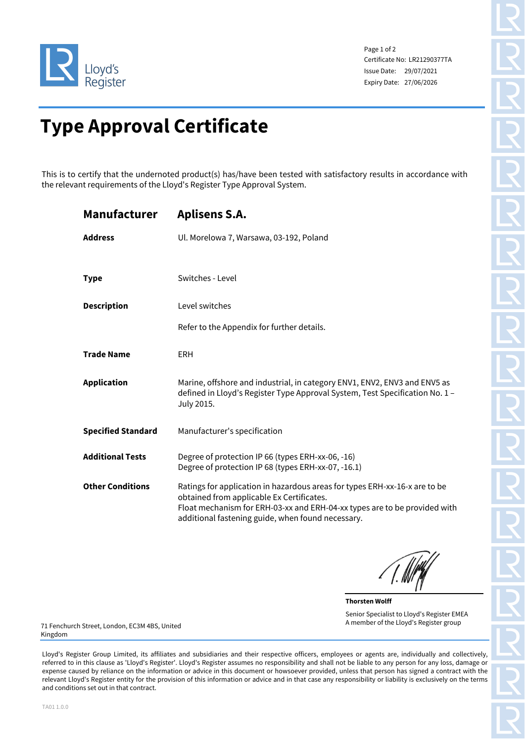Lloyd's Register

Certificate No: LR21290377TA
Issue Date: 29/07/2021
Expiry Date: 27/06/2026

# Type Approval Certificate

This is to certify that the undernoted product(s) has/have been tested with satisfactory results in accordance with the relevant requirements of the Lloyd's Register Type Approval System.

| | |
|---|---|
| **Manufacturer** | **Aplisens S.A.** |
| **Address** | Ul. Morelowa 7, Warsawa, 03-192, Poland |
| **Type** | Switches - Level |
| **Description** | Level switches<br><br>Refer to the Appendix for further details. |
| **Trade Name** | ERH |
| **Application** | Marine, offshore and industrial, in category ENV1, ENV2, ENV3 and ENV5 as defined in Lloyd's Register Type Approval System, Test Specification No. 1 – July 2015. |
| **Specified Standard** | Manufacturer's specification |
| **Additional Tests** | Degree of protection IP 66 (types ERH-xx-06, -16)<br>Degree of protection IP 68 (types ERH-xx-07, -16.1) |
| **Other Conditions** | Ratings for application in hazardous areas for types ERH-xx-16-x are to be obtained from applicable Ex Certificates.<br>Float mechanism for ERH-03-xx and ERH-04-xx types are to be provided with additional fastening guide, when found necessary. |

**Thorsten Wolff**
Senior Specialist to Lloyd's Register EMEA
A member of the Lloyd's Register group

71 Fenchurch Street, London, EC3M 4BS, United Kingdom

Lloyd's Register Group Limited, its affiliates and subsidiaries and their respective officers, employees or agents are, individually and collectively, referred to in this clause as 'Lloyd's Register'. Lloyd's Register assumes no responsibility and shall not be liable to any person for any loss, damage or expense caused by reliance on the information or advice in this document or howsoever provided, unless that person has signed a contract with the relevant Lloyd's Register entity for the provision of this information or advice and in that case any responsibility or liability is exclusively on the terms and conditions set out in that contract.

TA01 1.0.0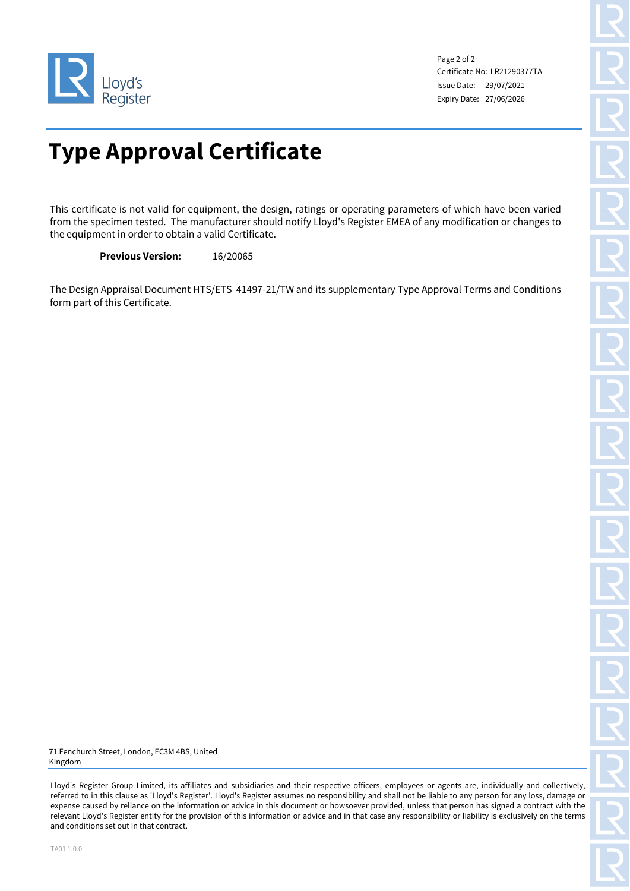Certificate No: LR21290377TA
Issue Date: 29/07/2021
Expiry Date: 27/06/2026

# Type Approval Certificate

This certificate is not valid for equipment, the design, ratings or operating parameters of which have been varied from the specimen tested. The manufacturer should notify Lloyd's Register EMEA of any modification or changes to the equipment in order to obtain a valid Certificate.

**Previous Version:** 16/20065

The Design Appraisal Document HTS/ETS 41497-21/TW and its supplementary Type Approval Terms and Conditions form part of this Certificate.

71 Fenchurch Street, London, EC3M 4BS, United Kingdom

Lloyd's Register Group Limited, its affiliates and subsidiaries and their respective officers, employees or agents are, individually and collectively, referred to in this clause as 'Lloyd's Register'. Lloyd's Register assumes no responsibility and shall not be liable to any person for any loss, damage or expense caused by reliance on the information or advice in this document or howsoever provided, unless that person has signed a contract with the relevant Lloyd's Register entity for the provision of this information or advice and in that case any responsibility or liability is exclusively on the terms and conditions set out in that contract.

TA01 1.0.0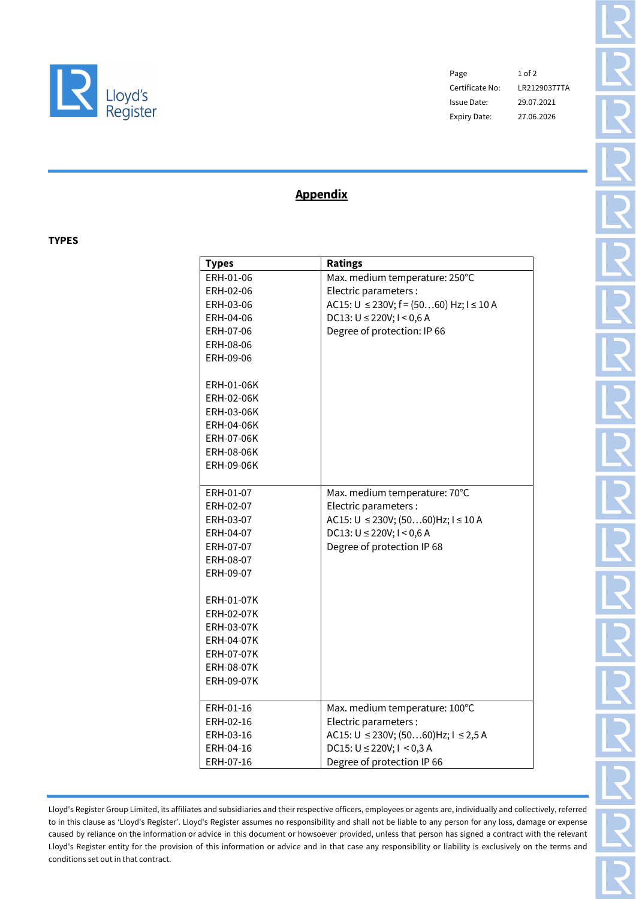Lloyd's Register

| | |
|---|---|
| Page | 1 of 2 |
| Certificate No: | LR21290377TA |
| Issue Date: | 29.07.2021 |
| Expiry Date: | 27.06.2026 |

# Appendix

**TYPES**

| Types | Ratings |
|---|---|
| ERH-01-06<br>ERH-02-06<br>ERH-03-06<br>ERH-04-06<br>ERH-07-06<br>ERH-08-06<br>ERH-09-06<br><br>ERH-01-06K<br>ERH-02-06K<br>ERH-03-06K<br>ERH-04-06K<br>ERH-07-06K<br>ERH-08-06K<br>ERH-09-06K | Max. medium temperature: 250°C<br>Electric parameters :<br>AC15: U ≤ 230V; f = (50…60) Hz; I ≤ 10 A<br>DC13: U ≤ 220V; I < 0,6 A<br>Degree of protection: IP 66 |
| ERH-01-07<br>ERH-02-07<br>ERH-03-07<br>ERH-04-07<br>ERH-07-07<br>ERH-08-07<br>ERH-09-07<br><br>ERH-01-07K<br>ERH-02-07K<br>ERH-03-07K<br>ERH-04-07K<br>ERH-07-07K<br>ERH-08-07K<br>ERH-09-07K | Max. medium temperature: 70°C<br>Electric parameters :<br>AC15: U ≤ 230V; (50…60)Hz; I ≤ 10 A<br>DC13: U ≤ 220V; I < 0,6 A<br>Degree of protection IP 68 |
| ERH-01-16<br>ERH-02-16<br>ERH-03-16<br>ERH-04-16<br>ERH-07-16 | Max. medium temperature: 100°C<br>Electric parameters :<br>AC15: U ≤ 230V; (50…60)Hz; I ≤ 2,5 A<br>DC15: U ≤ 220V; I < 0,3 A<br>Degree of protection IP 66 |

Lloyd's Register Group Limited, its affiliates and subsidiaries and their respective officers, employees or agents are, individually and collectively, referred to in this clause as 'Lloyd's Register'. Lloyd's Register assumes no responsibility and shall not be liable to any person for any loss, damage or expense caused by reliance on the information or advice in this document or howsoever provided, unless that person has signed a contract with the relevant Lloyd's Register entity for the provision of this information or advice and in that case any responsibility or liability is exclusively on the terms and conditions set out in that contract.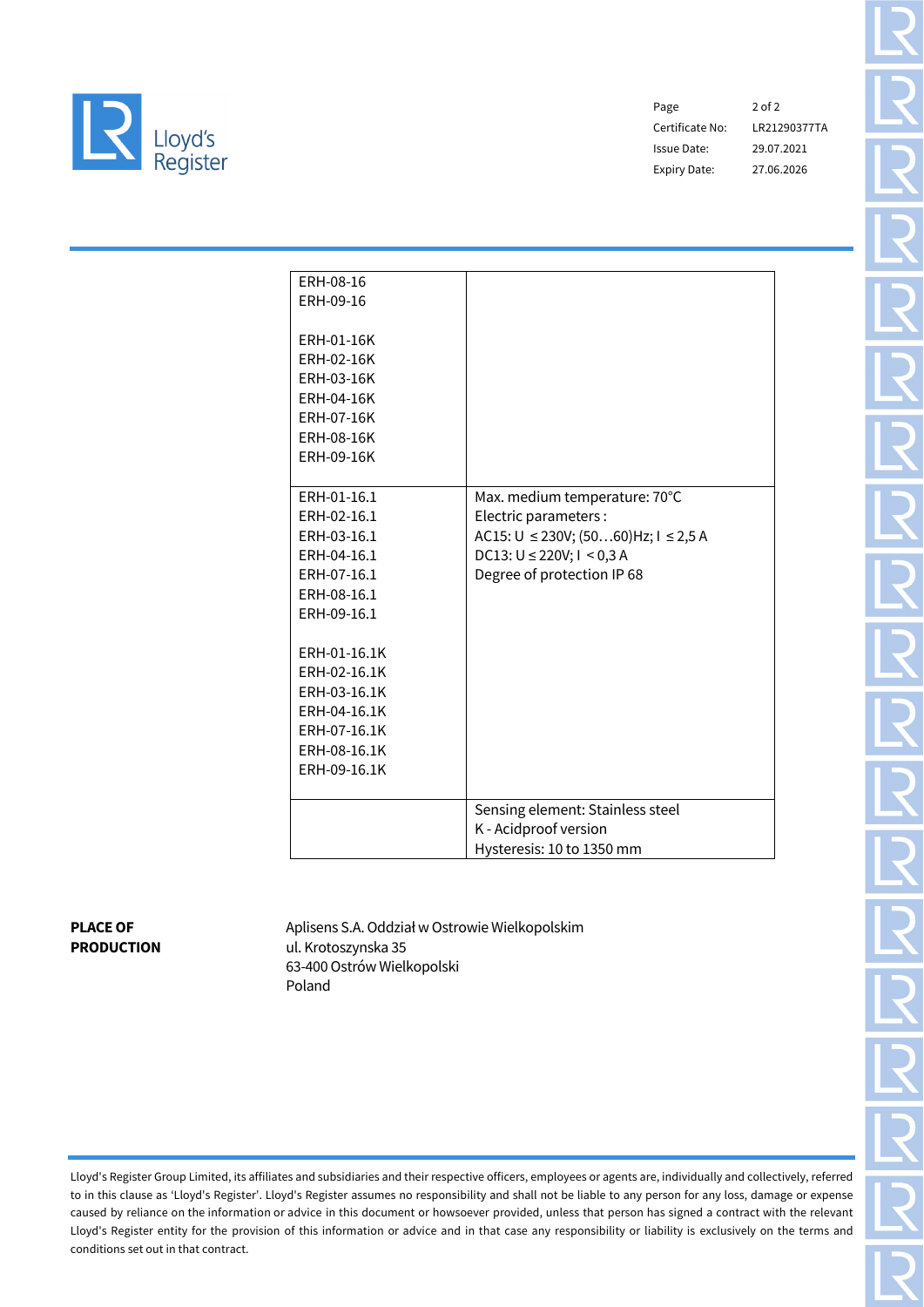| | |
|---|---|
| ERH-08-16<br>ERH-09-16<br><br>ERH-01-16K<br>ERH-02-16K<br>ERH-03-16K<br>ERH-04-16K<br>ERH-07-16K<br>ERH-08-16K<br>ERH-09-16K | |
| ERH-01-16.1<br>ERH-02-16.1<br>ERH-03-16.1<br>ERH-04-16.1<br>ERH-07-16.1<br>ERH-08-16.1<br>ERH-09-16.1<br><br>ERH-01-16.1K<br>ERH-02-16.1K<br>ERH-03-16.1K<br>ERH-04-16.1K<br>ERH-07-16.1K<br>ERH-08-16.1K<br>ERH-09-16.1K | Max. medium temperature: 70°C<br>Electric parameters :<br>AC15: U ≤ 230V; (50…60)Hz; I ≤ 2,5 A<br>DC13: U ≤ 220V; I < 0,3 A<br>Degree of protection IP 68 |
| | Sensing element: Stainless steel<br>K - Acidproof version<br>Hysteresis: 10 to 1350 mm |

**PLACE OF PRODUCTION**

Aplisens S.A. Oddział w Ostrowie Wielkopolskim
ul. Krotoszynska 35
63-400 Ostrów Wielkopolski
Poland

Lloyd's Register Group Limited, its affiliates and subsidiaries and their respective officers, employees or agents are, individually and collectively, referred to in this clause as 'Lloyd's Register'. Lloyd's Register assumes no responsibility and shall not be liable to any person for any loss, damage or expense caused by reliance on the information or advice in this document or howsoever provided, unless that person has signed a contract with the relevant Lloyd's Register entity for the provision of this information or advice and in that case any responsibility or liability is exclusively on the terms and conditions set out in that contract.